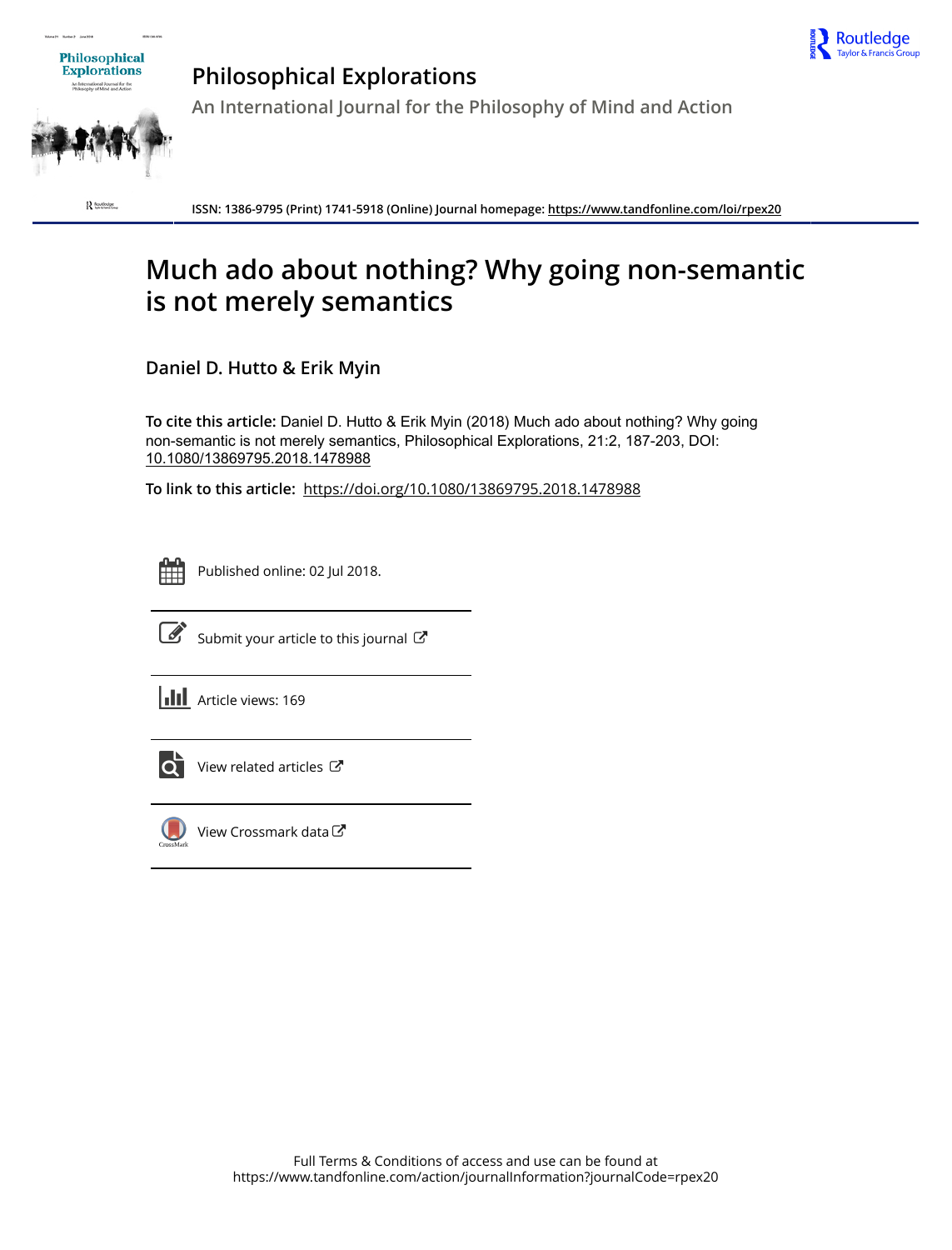# Philosophical Explorations

An International Journal for the Philosophy of Mind and Action

ISSN: 1386-9795 (Print) 1741-5918 (Online) Journal homepage: https://www.tandfonline.com/loi/rpex20

# Much ado about nothing? Why going non-semantic is not merely semantics

**Daniel D. Hutto & Erik Myin**

**To cite this article:** Daniel D. Hutto & Erik Myin (2018) Much ado about nothing? Why going non-semantic is not merely semantics, Philosophical Explorations, 21:2, 187-203, DOI: 10.1080/13869795.2018.1478988

**To link to this article:** https://doi.org/10.1080/13869795.2018.1478988

Published online: 02 Jul 2018.

Submit your article to this journal

Article views: 169

View related articles

View Crossmark data

Full Terms & Conditions of access and use can be found at https://www.tandfonline.com/action/journalInformation?journalCode=rpex20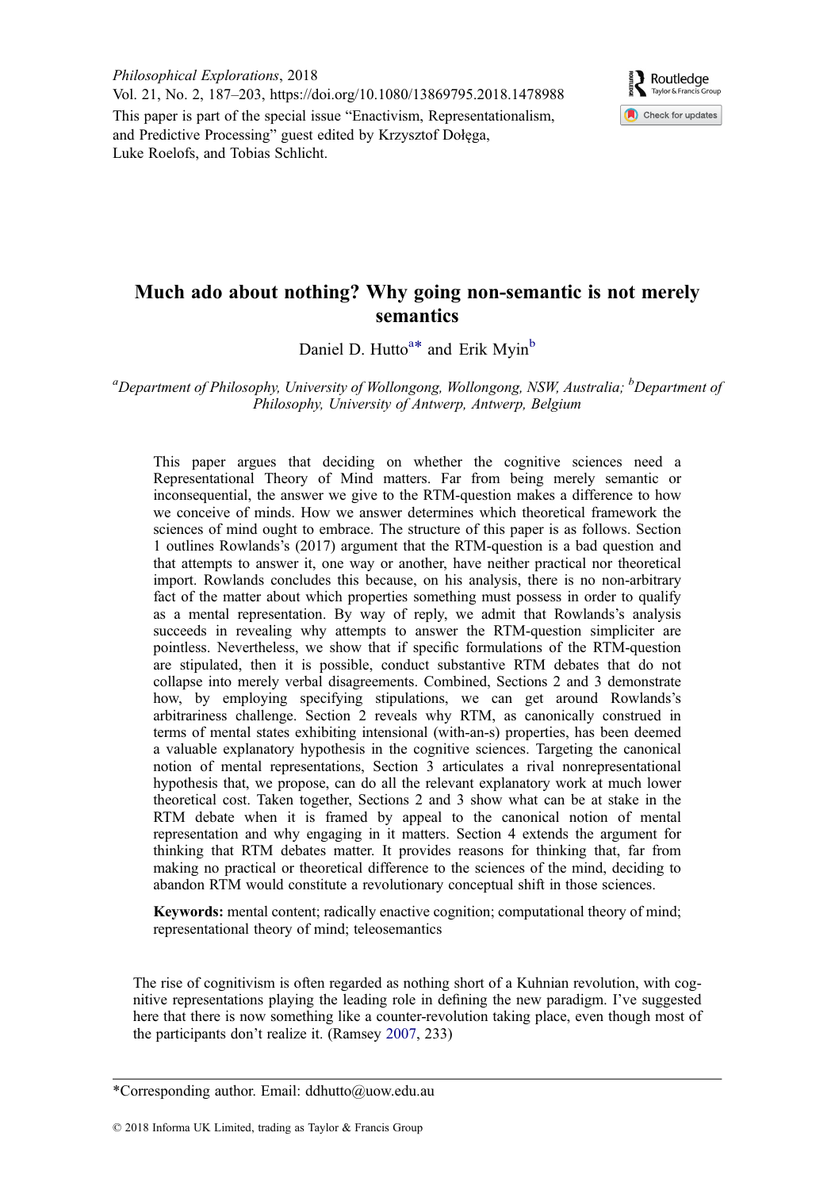*Philosophical Explorations*, 2018
Vol. 21, No. 2, 187–203, https://doi.org/10.1080/13869795.2018.1478988
This paper is part of the special issue "Enactivism, Representationalism, and Predictive Processing" guest edited by Krzysztof Dołęga, Luke Roelofs, and Tobias Schlicht.

# Much ado about nothing? Why going non-semantic is not merely semantics

Daniel D. Hutto[a*] and Erik Myin[b]

[a]*Department of Philosophy, University of Wollongong, Wollongong, NSW, Australia;* [b]*Department of Philosophy, University of Antwerp, Antwerp, Belgium*

This paper argues that deciding on whether the cognitive sciences need a Representational Theory of Mind matters. Far from being merely semantic or inconsequential, the answer we give to the RTM-question makes a difference to how we conceive of minds. How we answer determines which theoretical framework the sciences of mind ought to embrace. The structure of this paper is as follows. Section 1 outlines Rowlands's (2017) argument that the RTM-question is a bad question and that attempts to answer it, one way or another, have neither practical nor theoretical import. Rowlands concludes this because, on his analysis, there is no non-arbitrary fact of the matter about which properties something must possess in order to qualify as a mental representation. By way of reply, we admit that Rowlands's analysis succeeds in revealing why attempts to answer the RTM-question simpliciter are pointless. Nevertheless, we show that if specific formulations of the RTM-question are stipulated, then it is possible, conduct substantive RTM debates that do not collapse into merely verbal disagreements. Combined, Sections 2 and 3 demonstrate how, by employing specifying stipulations, we can get around Rowlands's arbitrariness challenge. Section 2 reveals why RTM, as canonically construed in terms of mental states exhibiting intensional (with-an-s) properties, has been deemed a valuable explanatory hypothesis in the cognitive sciences. Targeting the canonical notion of mental representations, Section 3 articulates a rival nonrepresentational hypothesis that, we propose, can do all the relevant explanatory work at much lower theoretical cost. Taken together, Sections 2 and 3 show what can be at stake in the RTM debate when it is framed by appeal to the canonical notion of mental representation and why engaging in it matters. Section 4 extends the argument for thinking that RTM debates matter. It provides reasons for thinking that, far from making no practical or theoretical difference to the sciences of the mind, deciding to abandon RTM would constitute a revolutionary conceptual shift in those sciences.

**Keywords:** mental content; radically enactive cognition; computational theory of mind; representational theory of mind; teleosemantics

The rise of cognitivism is often regarded as nothing short of a Kuhnian revolution, with cognitive representations playing the leading role in defining the new paradigm. I've suggested here that there is now something like a counter-revolution taking place, even though most of the participants don't realize it. (Ramsey 2007, 233)

*Corresponding author. Email: ddhutto@uow.edu.au

© 2018 Informa UK Limited, trading as Taylor & Francis Group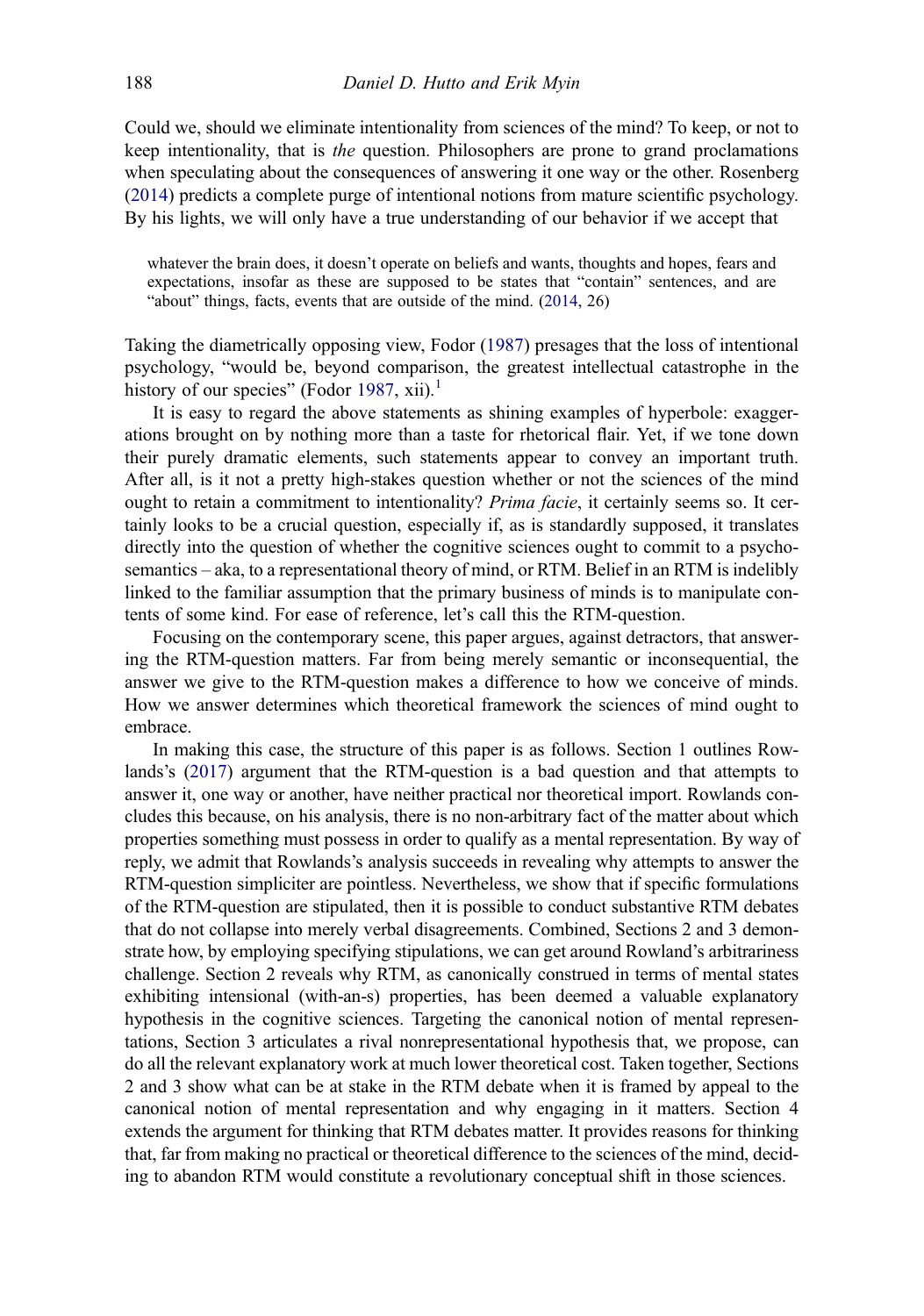Could we, should we eliminate intentionality from sciences of the mind? To keep, or not to keep intentionality, that is *the* question. Philosophers are prone to grand proclamations when speculating about the consequences of answering it one way or the other. Rosenberg (2014) predicts a complete purge of intentional notions from mature scientific psychology. By his lights, we will only have a true understanding of our behavior if we accept that

> whatever the brain does, it doesn't operate on beliefs and wants, thoughts and hopes, fears and expectations, insofar as these are supposed to be states that "contain" sentences, and are "about" things, facts, events that are outside of the mind. (2014, 26)

Taking the diametrically opposing view, Fodor (1987) presages that the loss of intentional psychology, "would be, beyond comparison, the greatest intellectual catastrophe in the history of our species" (Fodor 1987, xii).[1]

It is easy to regard the above statements as shining examples of hyperbole: exaggerations brought on by nothing more than a taste for rhetorical flair. Yet, if we tone down their purely dramatic elements, such statements appear to convey an important truth. After all, is it not a pretty high-stakes question whether or not the sciences of the mind ought to retain a commitment to intentionality? *Prima facie*, it certainly seems so. It certainly looks to be a crucial question, especially if, as is standardly supposed, it translates directly into the question of whether the cognitive sciences ought to commit to a psychosemantics – aka, to a representational theory of mind, or RTM. Belief in an RTM is indelibly linked to the familiar assumption that the primary business of minds is to manipulate contents of some kind. For ease of reference, let's call this the RTM-question.

Focusing on the contemporary scene, this paper argues, against detractors, that answering the RTM-question matters. Far from being merely semantic or inconsequential, the answer we give to the RTM-question makes a difference to how we conceive of minds. How we answer determines which theoretical framework the sciences of mind ought to embrace.

In making this case, the structure of this paper is as follows. Section 1 outlines Rowlands's (2017) argument that the RTM-question is a bad question and that attempts to answer it, one way or another, have neither practical nor theoretical import. Rowlands concludes this because, on his analysis, there is no non-arbitrary fact of the matter about which properties something must possess in order to qualify as a mental representation. By way of reply, we admit that Rowlands's analysis succeeds in revealing why attempts to answer the RTM-question simpliciter are pointless. Nevertheless, we show that if specific formulations of the RTM-question are stipulated, then it is possible to conduct substantive RTM debates that do not collapse into merely verbal disagreements. Combined, Sections 2 and 3 demonstrate how, by employing specifying stipulations, we can get around Rowland's arbitrariness challenge. Section 2 reveals why RTM, as canonically construed in terms of mental states exhibiting intensional (with-an-s) properties, has been deemed a valuable explanatory hypothesis in the cognitive sciences. Targeting the canonical notion of mental representations, Section 3 articulates a rival nonrepresentational hypothesis that, we propose, can do all the relevant explanatory work at much lower theoretical cost. Taken together, Sections 2 and 3 show what can be at stake in the RTM debate when it is framed by appeal to the canonical notion of mental representation and why engaging in it matters. Section 4 extends the argument for thinking that RTM debates matter. It provides reasons for thinking that, far from making no practical or theoretical difference to the sciences of the mind, deciding to abandon RTM would constitute a revolutionary conceptual shift in those sciences.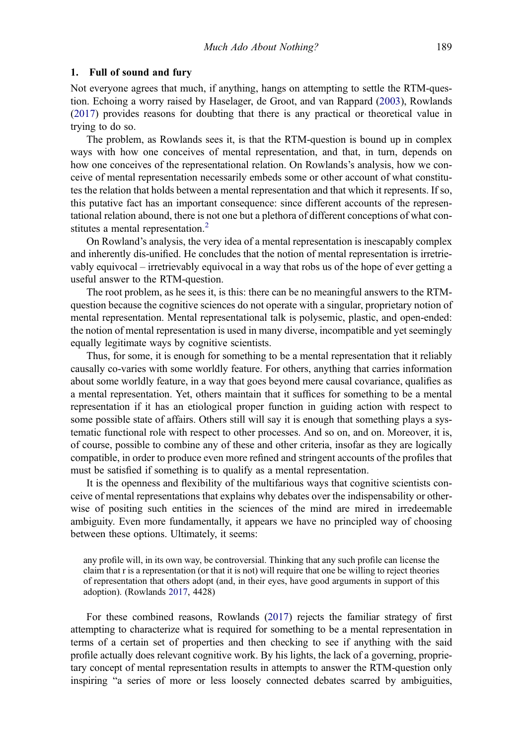## 1. Full of sound and fury

Not everyone agrees that much, if anything, hangs on attempting to settle the RTM-question. Echoing a worry raised by Haselager, de Groot, and van Rappard (2003), Rowlands (2017) provides reasons for doubting that there is any practical or theoretical value in trying to do so.

The problem, as Rowlands sees it, is that the RTM-question is bound up in complex ways with how one conceives of mental representation, and that, in turn, depends on how one conceives of the representational relation. On Rowlands's analysis, how we conceive of mental representation necessarily embeds some or other account of what constitutes the relation that holds between a mental representation and that which it represents. If so, this putative fact has an important consequence: since different accounts of the representational relation abound, there is not one but a plethora of different conceptions of what constitutes a mental representation.[2]

On Rowland's analysis, the very idea of a mental representation is inescapably complex and inherently dis-unified. He concludes that the notion of mental representation is irretrievably equivocal – irretrievably equivocal in a way that robs us of the hope of ever getting a useful answer to the RTM-question.

The root problem, as he sees it, is this: there can be no meaningful answers to the RTM-question because the cognitive sciences do not operate with a singular, proprietary notion of mental representation. Mental representational talk is polysemic, plastic, and open-ended: the notion of mental representation is used in many diverse, incompatible and yet seemingly equally legitimate ways by cognitive scientists.

Thus, for some, it is enough for something to be a mental representation that it reliably causally co-varies with some worldly feature. For others, anything that carries information about some worldly feature, in a way that goes beyond mere causal covariance, qualifies as a mental representation. Yet, others maintain that it suffices for something to be a mental representation if it has an etiological proper function in guiding action with respect to some possible state of affairs. Others still will say it is enough that something plays a systematic functional role with respect to other processes. And so on, and on. Moreover, it is, of course, possible to combine any of these and other criteria, insofar as they are logically compatible, in order to produce even more refined and stringent accounts of the profiles that must be satisfied if something is to qualify as a mental representation.

It is the openness and flexibility of the multifarious ways that cognitive scientists conceive of mental representations that explains why debates over the indispensability or otherwise of positing such entities in the sciences of the mind are mired in irredeemable ambiguity. Even more fundamentally, it appears we have no principled way of choosing between these options. Ultimately, it seems:

> any profile will, in its own way, be controversial. Thinking that any such profile can license the claim that r is a representation (or that it is not) will require that one be willing to reject theories of representation that others adopt (and, in their eyes, have good arguments in support of this adoption). (Rowlands 2017, 4428)

For these combined reasons, Rowlands (2017) rejects the familiar strategy of first attempting to characterize what is required for something to be a mental representation in terms of a certain set of properties and then checking to see if anything with the said profile actually does relevant cognitive work. By his lights, the lack of a governing, proprietary concept of mental representation results in attempts to answer the RTM-question only inspiring "a series of more or less loosely connected debates scarred by ambiguities,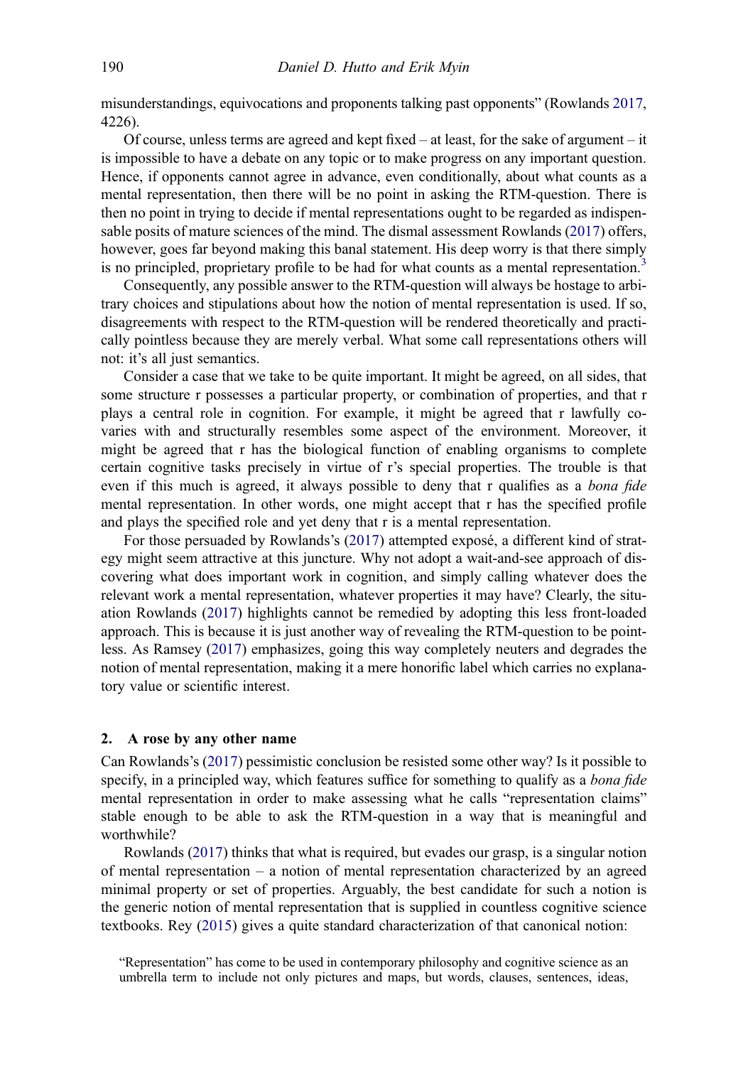misunderstandings, equivocations and proponents talking past opponents" (Rowlands 2017, 4226).

Of course, unless terms are agreed and kept fixed – at least, for the sake of argument – it is impossible to have a debate on any topic or to make progress on any important question. Hence, if opponents cannot agree in advance, even conditionally, about what counts as a mental representation, then there will be no point in asking the RTM-question. There is then no point in trying to decide if mental representations ought to be regarded as indispensable posits of mature sciences of the mind. The dismal assessment Rowlands (2017) offers, however, goes far beyond making this banal statement. His deep worry is that there simply is no principled, proprietary profile to be had for what counts as a mental representation.[3]

Consequently, any possible answer to the RTM-question will always be hostage to arbitrary choices and stipulations about how the notion of mental representation is used. If so, disagreements with respect to the RTM-question will be rendered theoretically and practically pointless because they are merely verbal. What some call representations others will not: it's all just semantics.

Consider a case that we take to be quite important. It might be agreed, on all sides, that some structure r possesses a particular property, or combination of properties, and that r plays a central role in cognition. For example, it might be agreed that r lawfully co-varies with and structurally resembles some aspect of the environment. Moreover, it might be agreed that r has the biological function of enabling organisms to complete certain cognitive tasks precisely in virtue of r's special properties. The trouble is that even if this much is agreed, it always possible to deny that r qualifies as a *bona fide* mental representation. In other words, one might accept that r has the specified profile and plays the specified role and yet deny that r is a mental representation.

For those persuaded by Rowlands's (2017) attempted exposé, a different kind of strategy might seem attractive at this juncture. Why not adopt a wait-and-see approach of discovering what does important work in cognition, and simply calling whatever does the relevant work a mental representation, whatever properties it may have? Clearly, the situation Rowlands (2017) highlights cannot be remedied by adopting this less front-loaded approach. This is because it is just another way of revealing the RTM-question to be pointless. As Ramsey (2017) emphasizes, going this way completely neuters and degrades the notion of mental representation, making it a mere honorific label which carries no explanatory value or scientific interest.

## 2. A rose by any other name

Can Rowlands's (2017) pessimistic conclusion be resisted some other way? Is it possible to specify, in a principled way, which features suffice for something to qualify as a *bona fide* mental representation in order to make assessing what he calls "representation claims" stable enough to be able to ask the RTM-question in a way that is meaningful and worthwhile?

Rowlands (2017) thinks that what is required, but evades our grasp, is a singular notion of mental representation – a notion of mental representation characterized by an agreed minimal property or set of properties. Arguably, the best candidate for such a notion is the generic notion of mental representation that is supplied in countless cognitive science textbooks. Rey (2015) gives a quite standard characterization of that canonical notion:

> "Representation" has come to be used in contemporary philosophy and cognitive science as an umbrella term to include not only pictures and maps, but words, clauses, sentences, ideas,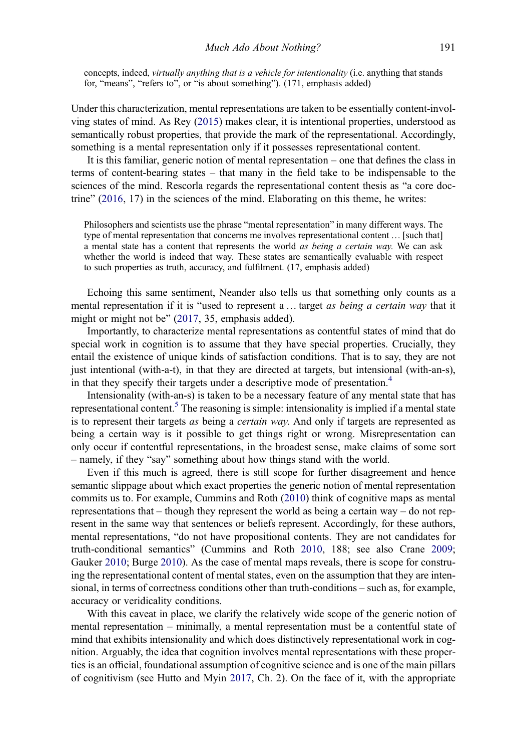> concepts, indeed, *virtually anything that is a vehicle for intentionality* (i.e. anything that stands for, "means", "refers to", or "is about something"). (171, emphasis added)

Under this characterization, mental representations are taken to be essentially content-involving states of mind. As Rey (2015) makes clear, it is intentional properties, understood as semantically robust properties, that provide the mark of the representational. Accordingly, something is a mental representation only if it possesses representational content.

It is this familiar, generic notion of mental representation – one that defines the class in terms of content-bearing states – that many in the field take to be indispensable to the sciences of the mind. Rescorla regards the representational content thesis as "a core doctrine" (2016, 17) in the sciences of the mind. Elaborating on this theme, he writes:

> Philosophers and scientists use the phrase "mental representation" in many different ways. The type of mental representation that concerns me involves representational content … [such that] a mental state has a content that represents the world *as being a certain way*. We can ask whether the world is indeed that way. These states are semantically evaluable with respect to such properties as truth, accuracy, and fulfilment. (17, emphasis added)

Echoing this same sentiment, Neander also tells us that something only counts as a mental representation if it is "used to represent a … target *as being a certain way* that it might or might not be" (2017, 35, emphasis added).

Importantly, to characterize mental representations as contentful states of mind that do special work in cognition is to assume that they have special properties. Crucially, they entail the existence of unique kinds of satisfaction conditions. That is to say, they are not just intentional (with-a-t), in that they are directed at targets, but intensional (with-an-s), in that they specify their targets under a descriptive mode of presentation.[4]

Intensionality (with-an-s) is taken to be a necessary feature of any mental state that has representational content.[5] The reasoning is simple: intensionality is implied if a mental state is to represent their targets *as* being a *certain way*. And only if targets are represented as being a certain way is it possible to get things right or wrong. Misrepresentation can only occur if contentful representations, in the broadest sense, make claims of some sort – namely, if they "say" something about how things stand with the world.

Even if this much is agreed, there is still scope for further disagreement and hence semantic slippage about which exact properties the generic notion of mental representation commits us to. For example, Cummins and Roth (2010) think of cognitive maps as mental representations that – though they represent the world as being a certain way – do not represent in the same way that sentences or beliefs represent. Accordingly, for these authors, mental representations, "do not have propositional contents. They are not candidates for truth-conditional semantics" (Cummins and Roth 2010, 188; see also Crane 2009; Gauker 2010; Burge 2010). As the case of mental maps reveals, there is scope for construing the representational content of mental states, even on the assumption that they are intensional, in terms of correctness conditions other than truth-conditions – such as, for example, accuracy or veridicality conditions.

With this caveat in place, we clarify the relatively wide scope of the generic notion of mental representation – minimally, a mental representation must be a contentful state of mind that exhibits intensionality and which does distinctively representational work in cognition. Arguably, the idea that cognition involves mental representations with these properties is an official, foundational assumption of cognitive science and is one of the main pillars of cognitivism (see Hutto and Myin 2017, Ch. 2). On the face of it, with the appropriate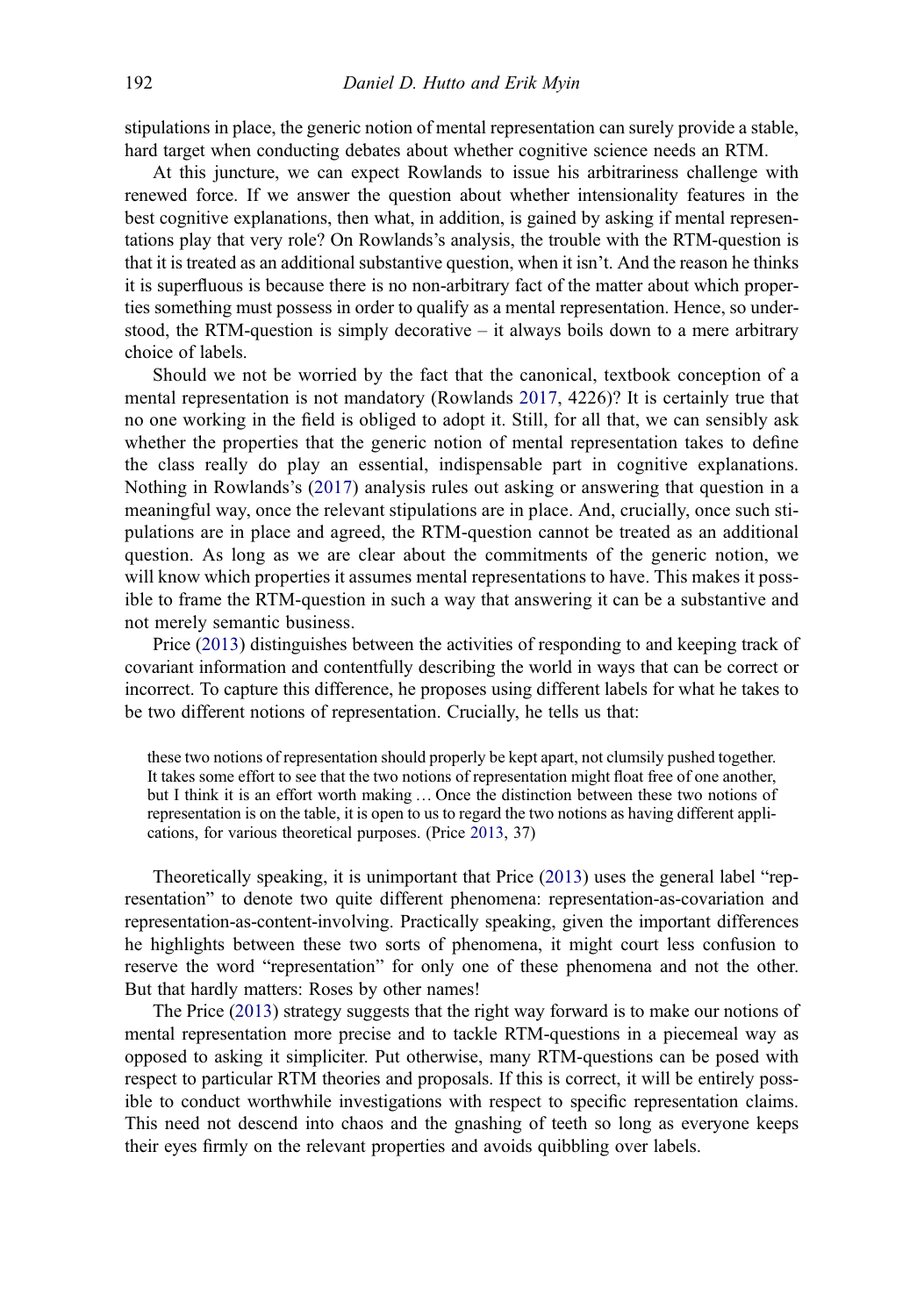stipulations in place, the generic notion of mental representation can surely provide a stable, hard target when conducting debates about whether cognitive science needs an RTM.

At this juncture, we can expect Rowlands to issue his arbitrariness challenge with renewed force. If we answer the question about whether intensionality features in the best cognitive explanations, then what, in addition, is gained by asking if mental representations play that very role? On Rowlands's analysis, the trouble with the RTM-question is that it is treated as an additional substantive question, when it isn't. And the reason he thinks it is superfluous is because there is no non-arbitrary fact of the matter about which properties something must possess in order to qualify as a mental representation. Hence, so understood, the RTM-question is simply decorative – it always boils down to a mere arbitrary choice of labels.

Should we not be worried by the fact that the canonical, textbook conception of a mental representation is not mandatory (Rowlands 2017, 4226)? It is certainly true that no one working in the field is obliged to adopt it. Still, for all that, we can sensibly ask whether the properties that the generic notion of mental representation takes to define the class really do play an essential, indispensable part in cognitive explanations. Nothing in Rowlands's (2017) analysis rules out asking or answering that question in a meaningful way, once the relevant stipulations are in place. And, crucially, once such stipulations are in place and agreed, the RTM-question cannot be treated as an additional question. As long as we are clear about the commitments of the generic notion, we will know which properties it assumes mental representations to have. This makes it possible to frame the RTM-question in such a way that answering it can be a substantive and not merely semantic business.

Price (2013) distinguishes between the activities of responding to and keeping track of covariant information and contentfully describing the world in ways that can be correct or incorrect. To capture this difference, he proposes using different labels for what he takes to be two different notions of representation. Crucially, he tells us that:

> these two notions of representation should properly be kept apart, not clumsily pushed together. It takes some effort to see that the two notions of representation might float free of one another, but I think it is an effort worth making … Once the distinction between these two notions of representation is on the table, it is open to us to regard the two notions as having different applications, for various theoretical purposes. (Price 2013, 37)

Theoretically speaking, it is unimportant that Price (2013) uses the general label "representation" to denote two quite different phenomena: representation-as-covariation and representation-as-content-involving. Practically speaking, given the important differences he highlights between these two sorts of phenomena, it might court less confusion to reserve the word "representation" for only one of these phenomena and not the other. But that hardly matters: Roses by other names!

The Price (2013) strategy suggests that the right way forward is to make our notions of mental representation more precise and to tackle RTM-questions in a piecemeal way as opposed to asking it simpliciter. Put otherwise, many RTM-questions can be posed with respect to particular RTM theories and proposals. If this is correct, it will be entirely possible to conduct worthwhile investigations with respect to specific representation claims. This need not descend into chaos and the gnashing of teeth so long as everyone keeps their eyes firmly on the relevant properties and avoids quibbling over labels.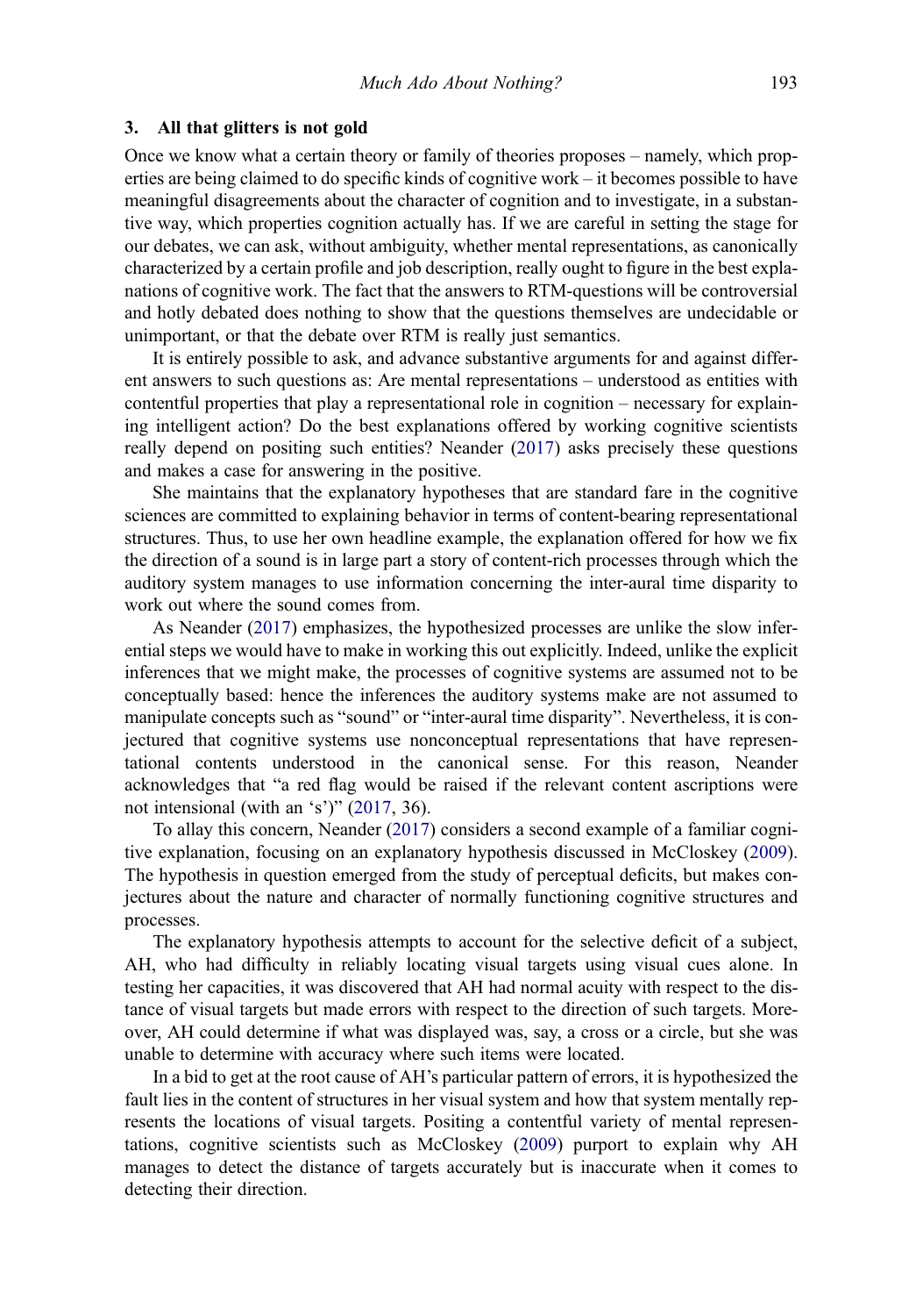## 3. All that glitters is not gold

Once we know what a certain theory or family of theories proposes – namely, which properties are being claimed to do specific kinds of cognitive work – it becomes possible to have meaningful disagreements about the character of cognition and to investigate, in a substantive way, which properties cognition actually has. If we are careful in setting the stage for our debates, we can ask, without ambiguity, whether mental representations, as canonically characterized by a certain profile and job description, really ought to figure in the best explanations of cognitive work. The fact that the answers to RTM-questions will be controversial and hotly debated does nothing to show that the questions themselves are undecidable or unimportant, or that the debate over RTM is really just semantics.

It is entirely possible to ask, and advance substantive arguments for and against different answers to such questions as: Are mental representations – understood as entities with contentful properties that play a representational role in cognition – necessary for explaining intelligent action? Do the best explanations offered by working cognitive scientists really depend on positing such entities? Neander (2017) asks precisely these questions and makes a case for answering in the positive.

She maintains that the explanatory hypotheses that are standard fare in the cognitive sciences are committed to explaining behavior in terms of content-bearing representational structures. Thus, to use her own headline example, the explanation offered for how we fix the direction of a sound is in large part a story of content-rich processes through which the auditory system manages to use information concerning the inter-aural time disparity to work out where the sound comes from.

As Neander (2017) emphasizes, the hypothesized processes are unlike the slow inferential steps we would have to make in working this out explicitly. Indeed, unlike the explicit inferences that we might make, the processes of cognitive systems are assumed not to be conceptually based: hence the inferences the auditory systems make are not assumed to manipulate concepts such as "sound" or "inter-aural time disparity". Nevertheless, it is conjectured that cognitive systems use nonconceptual representations that have representational contents understood in the canonical sense. For this reason, Neander acknowledges that "a red flag would be raised if the relevant content ascriptions were not intensional (with an 's')" (2017, 36).

To allay this concern, Neander (2017) considers a second example of a familiar cognitive explanation, focusing on an explanatory hypothesis discussed in McCloskey (2009). The hypothesis in question emerged from the study of perceptual deficits, but makes conjectures about the nature and character of normally functioning cognitive structures and processes.

The explanatory hypothesis attempts to account for the selective deficit of a subject, AH, who had difficulty in reliably locating visual targets using visual cues alone. In testing her capacities, it was discovered that AH had normal acuity with respect to the distance of visual targets but made errors with respect to the direction of such targets. Moreover, AH could determine if what was displayed was, say, a cross or a circle, but she was unable to determine with accuracy where such items were located.

In a bid to get at the root cause of AH's particular pattern of errors, it is hypothesized the fault lies in the content of structures in her visual system and how that system mentally represents the locations of visual targets. Positing a contentful variety of mental representations, cognitive scientists such as McCloskey (2009) purport to explain why AH manages to detect the distance of targets accurately but is inaccurate when it comes to detecting their direction.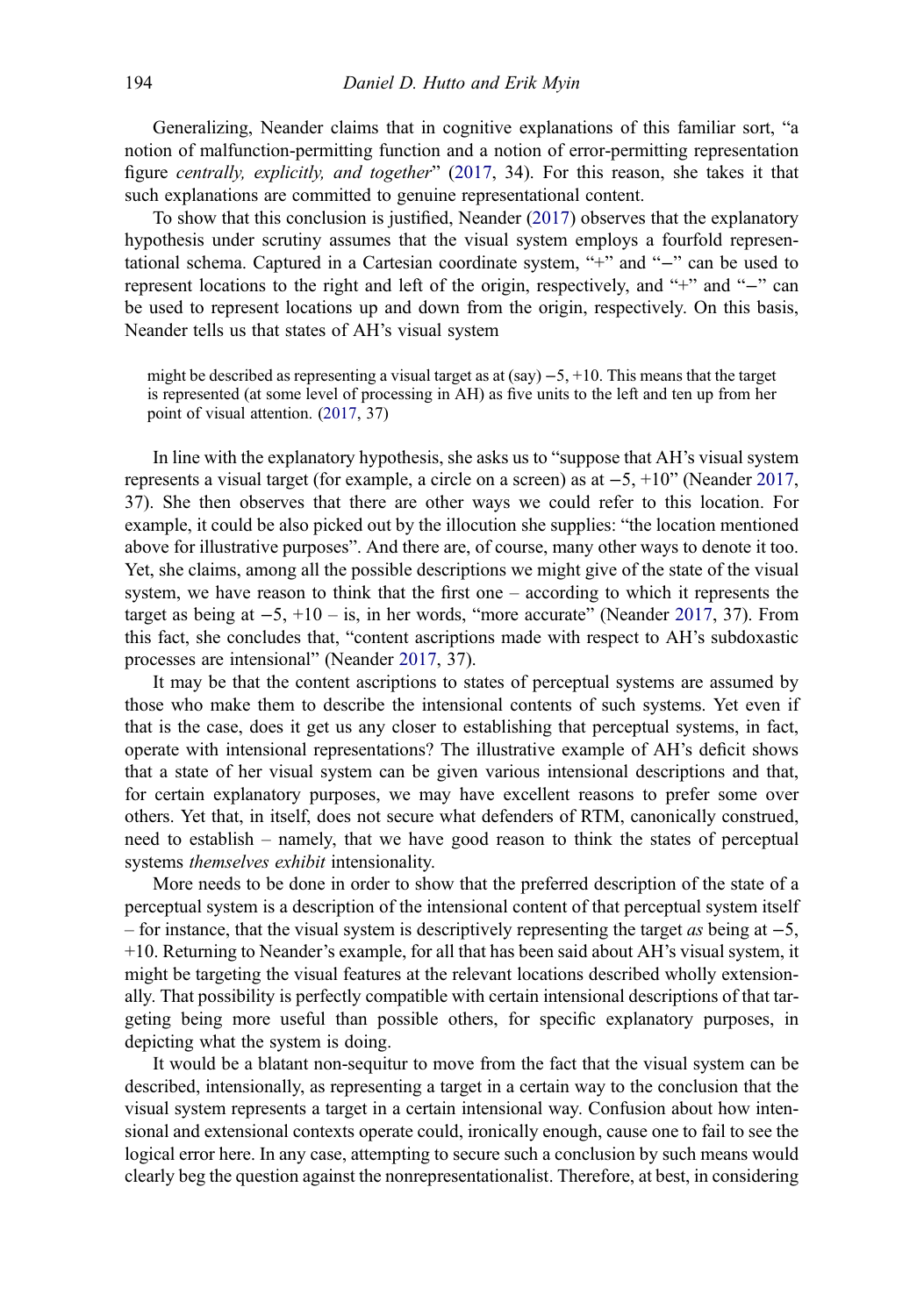Generalizing, Neander claims that in cognitive explanations of this familiar sort, "a notion of malfunction-permitting function and a notion of error-permitting representation figure *centrally, explicitly, and together*" (2017, 34). For this reason, she takes it that such explanations are committed to genuine representational content.

To show that this conclusion is justified, Neander (2017) observes that the explanatory hypothesis under scrutiny assumes that the visual system employs a fourfold representational schema. Captured in a Cartesian coordinate system, "+" and "−" can be used to represent locations to the right and left of the origin, respectively, and "+" and "−" can be used to represent locations up and down from the origin, respectively. On this basis, Neander tells us that states of AH's visual system

> might be described as representing a visual target as at (say) −5, +10. This means that the target is represented (at some level of processing in AH) as five units to the left and ten up from her point of visual attention. (2017, 37)

In line with the explanatory hypothesis, she asks us to "suppose that AH's visual system represents a visual target (for example, a circle on a screen) as at −5, +10" (Neander 2017, 37). She then observes that there are other ways we could refer to this location. For example, it could be also picked out by the illocution she supplies: "the location mentioned above for illustrative purposes". And there are, of course, many other ways to denote it too. Yet, she claims, among all the possible descriptions we might give of the state of the visual system, we have reason to think that the first one – according to which it represents the target as being at −5, +10 – is, in her words, "more accurate" (Neander 2017, 37). From this fact, she concludes that, "content ascriptions made with respect to AH's subdoxastic processes are intensional" (Neander 2017, 37).

It may be that the content ascriptions to states of perceptual systems are assumed by those who make them to describe the intensional contents of such systems. Yet even if that is the case, does it get us any closer to establishing that perceptual systems, in fact, operate with intensional representations? The illustrative example of AH's deficit shows that a state of her visual system can be given various intensional descriptions and that, for certain explanatory purposes, we may have excellent reasons to prefer some over others. Yet that, in itself, does not secure what defenders of RTM, canonically construed, need to establish – namely, that we have good reason to think the states of perceptual systems *themselves exhibit* intensionality.

More needs to be done in order to show that the preferred description of the state of a perceptual system is a description of the intensional content of that perceptual system itself – for instance, that the visual system is descriptively representing the target *as* being at −5, +10. Returning to Neander's example, for all that has been said about AH's visual system, it might be targeting the visual features at the relevant locations described wholly extensionally. That possibility is perfectly compatible with certain intensional descriptions of that targeting being more useful than possible others, for specific explanatory purposes, in depicting what the system is doing.

It would be a blatant non-sequitur to move from the fact that the visual system can be described, intensionally, as representing a target in a certain way to the conclusion that the visual system represents a target in a certain intensional way. Confusion about how intensional and extensional contexts operate could, ironically enough, cause one to fail to see the logical error here. In any case, attempting to secure such a conclusion by such means would clearly beg the question against the nonrepresentationalist. Therefore, at best, in considering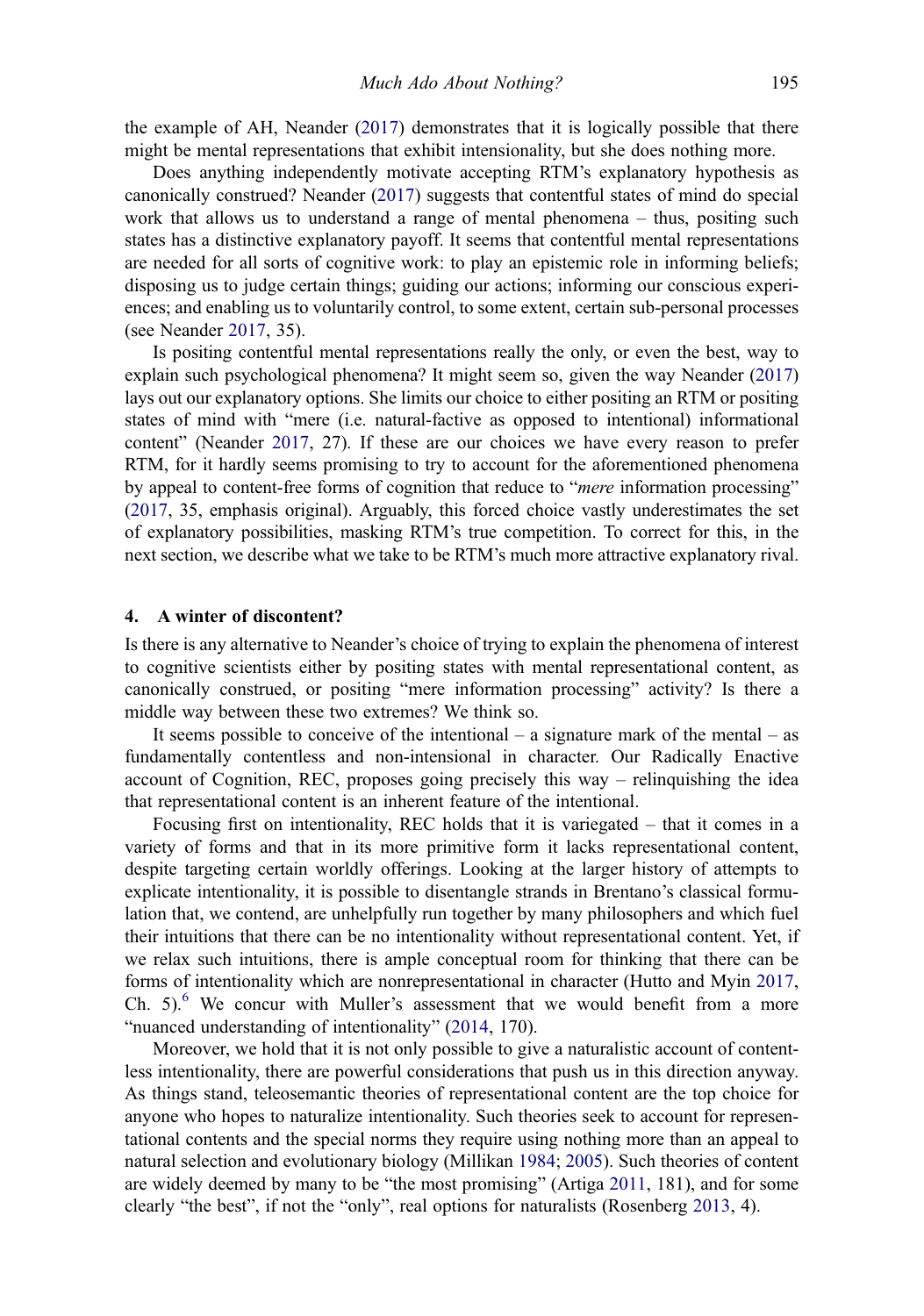the example of AH, Neander (2017) demonstrates that it is logically possible that there might be mental representations that exhibit intensionality, but she does nothing more.

Does anything independently motivate accepting RTM's explanatory hypothesis as canonically construed? Neander (2017) suggests that contentful states of mind do special work that allows us to understand a range of mental phenomena – thus, positing such states has a distinctive explanatory payoff. It seems that contentful mental representations are needed for all sorts of cognitive work: to play an epistemic role in informing beliefs; disposing us to judge certain things; guiding our actions; informing our conscious experiences; and enabling us to voluntarily control, to some extent, certain sub-personal processes (see Neander 2017, 35).

Is positing contentful mental representations really the only, or even the best, way to explain such psychological phenomena? It might seem so, given the way Neander (2017) lays out our explanatory options. She limits our choice to either positing an RTM or positing states of mind with "mere (i.e. natural-factive as opposed to intentional) informational content" (Neander 2017, 27). If these are our choices we have every reason to prefer RTM, for it hardly seems promising to try to account for the aforementioned phenomena by appeal to content-free forms of cognition that reduce to "*mere* information processing" (2017, 35, emphasis original). Arguably, this forced choice vastly underestimates the set of explanatory possibilities, masking RTM's true competition. To correct for this, in the next section, we describe what we take to be RTM's much more attractive explanatory rival.

## 4. A winter of discontent?

Is there is any alternative to Neander's choice of trying to explain the phenomena of interest to cognitive scientists either by positing states with mental representational content, as canonically construed, or positing "mere information processing" activity? Is there a middle way between these two extremes? We think so.

It seems possible to conceive of the intentional – a signature mark of the mental – as fundamentally contentless and non-intensional in character. Our Radically Enactive account of Cognition, REC, proposes going precisely this way – relinquishing the idea that representational content is an inherent feature of the intentional.

Focusing first on intentionality, REC holds that it is variegated – that it comes in a variety of forms and that in its more primitive form it lacks representational content, despite targeting certain worldly offerings. Looking at the larger history of attempts to explicate intentionality, it is possible to disentangle strands in Brentano's classical formulation that, we contend, are unhelpfully run together by many philosophers and which fuel their intuitions that there can be no intentionality without representational content. Yet, if we relax such intuitions, there is ample conceptual room for thinking that there can be forms of intentionality which are nonrepresentational in character (Hutto and Myin 2017, Ch. 5).[6] We concur with Muller's assessment that we would benefit from a more "nuanced understanding of intentionality" (2014, 170).

Moreover, we hold that it is not only possible to give a naturalistic account of contentless intentionality, there are powerful considerations that push us in this direction anyway. As things stand, teleosemantic theories of representational content are the top choice for anyone who hopes to naturalize intentionality. Such theories seek to account for representational contents and the special norms they require using nothing more than an appeal to natural selection and evolutionary biology (Millikan 1984; 2005). Such theories of content are widely deemed by many to be "the most promising" (Artiga 2011, 181), and for some clearly "the best", if not the "only", real options for naturalists (Rosenberg 2013, 4).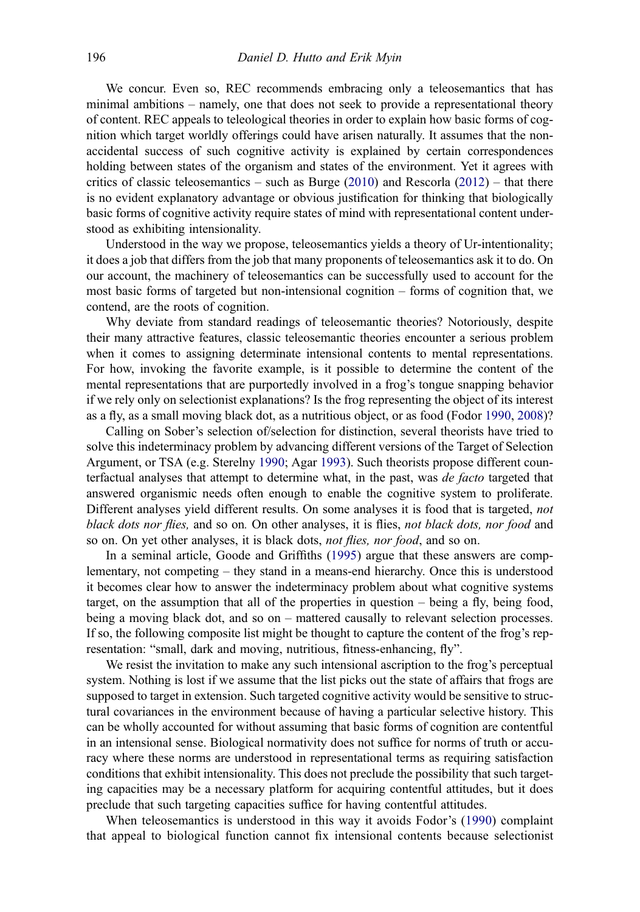We concur. Even so, REC recommends embracing only a teleosemantics that has minimal ambitions – namely, one that does not seek to provide a representational theory of content. REC appeals to teleological theories in order to explain how basic forms of cognition which target worldly offerings could have arisen naturally. It assumes that the non-accidental success of such cognitive activity is explained by certain correspondences holding between states of the organism and states of the environment. Yet it agrees with critics of classic teleosemantics – such as Burge (2010) and Rescorla (2012) – that there is no evident explanatory advantage or obvious justification for thinking that biologically basic forms of cognitive activity require states of mind with representational content understood as exhibiting intensionality.

Understood in the way we propose, teleosemantics yields a theory of Ur-intentionality; it does a job that differs from the job that many proponents of teleosemantics ask it to do. On our account, the machinery of teleosemantics can be successfully used to account for the most basic forms of targeted but non-intensional cognition – forms of cognition that, we contend, are the roots of cognition.

Why deviate from standard readings of teleosemantic theories? Notoriously, despite their many attractive features, classic teleosemantic theories encounter a serious problem when it comes to assigning determinate intensional contents to mental representations. For how, invoking the favorite example, is it possible to determine the content of the mental representations that are purportedly involved in a frog's tongue snapping behavior if we rely only on selectionist explanations? Is the frog representing the object of its interest as a fly, as a small moving black dot, as a nutritious object, or as food (Fodor 1990, 2008)?

Calling on Sober's selection of/selection for distinction, several theorists have tried to solve this indeterminacy problem by advancing different versions of the Target of Selection Argument, or TSA (e.g. Sterelny 1990; Agar 1993). Such theorists propose different counterfactual analyses that attempt to determine what, in the past, was *de facto* targeted that answered organismic needs often enough to enable the cognitive system to proliferate. Different analyses yield different results. On some analyses it is food that is targeted, *not black dots nor flies,* and so on*.* On other analyses, it is flies, *not black dots, nor food* and so on. On yet other analyses, it is black dots, *not flies, nor food*, and so on.

In a seminal article, Goode and Griffiths (1995) argue that these answers are complementary, not competing – they stand in a means-end hierarchy. Once this is understood it becomes clear how to answer the indeterminacy problem about what cognitive systems target, on the assumption that all of the properties in question – being a fly, being food, being a moving black dot, and so on – mattered causally to relevant selection processes. If so, the following composite list might be thought to capture the content of the frog's representation: "small, dark and moving, nutritious, fitness-enhancing, fly".

We resist the invitation to make any such intensional ascription to the frog's perceptual system. Nothing is lost if we assume that the list picks out the state of affairs that frogs are supposed to target in extension. Such targeted cognitive activity would be sensitive to structural covariances in the environment because of having a particular selective history. This can be wholly accounted for without assuming that basic forms of cognition are contentful in an intensional sense. Biological normativity does not suffice for norms of truth or accuracy where these norms are understood in representational terms as requiring satisfaction conditions that exhibit intensionality. This does not preclude the possibility that such targeting capacities may be a necessary platform for acquiring contentful attitudes, but it does preclude that such targeting capacities suffice for having contentful attitudes.

When teleosemantics is understood in this way it avoids Fodor's (1990) complaint that appeal to biological function cannot fix intensional contents because selectionist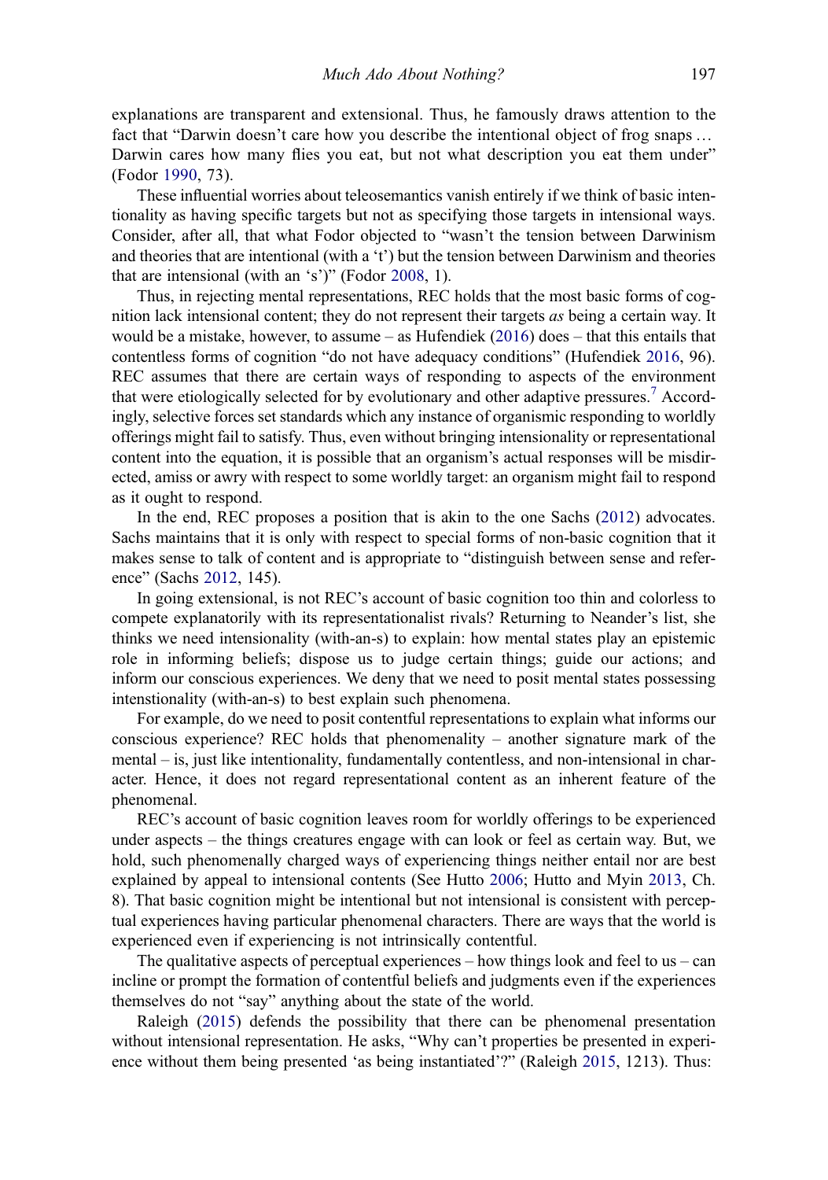explanations are transparent and extensional. Thus, he famously draws attention to the fact that "Darwin doesn't care how you describe the intentional object of frog snaps … Darwin cares how many flies you eat, but not what description you eat them under" (Fodor 1990, 73).

These influential worries about teleosemantics vanish entirely if we think of basic intentionality as having specific targets but not as specifying those targets in intensional ways. Consider, after all, that what Fodor objected to "wasn't the tension between Darwinism and theories that are intentional (with a 't') but the tension between Darwinism and theories that are intensional (with an 's')" (Fodor 2008, 1).

Thus, in rejecting mental representations, REC holds that the most basic forms of cognition lack intensional content; they do not represent their targets *as* being a certain way. It would be a mistake, however, to assume – as Hufendiek (2016) does – that this entails that contentless forms of cognition "do not have adequacy conditions" (Hufendiek 2016, 96). REC assumes that there are certain ways of responding to aspects of the environment that were etiologically selected for by evolutionary and other adaptive pressures.[7] Accordingly, selective forces set standards which any instance of organismic responding to worldly offerings might fail to satisfy. Thus, even without bringing intensionality or representational content into the equation, it is possible that an organism's actual responses will be misdirected, amiss or awry with respect to some worldly target: an organism might fail to respond as it ought to respond.

In the end, REC proposes a position that is akin to the one Sachs (2012) advocates. Sachs maintains that it is only with respect to special forms of non-basic cognition that it makes sense to talk of content and is appropriate to "distinguish between sense and reference" (Sachs 2012, 145).

In going extensional, is not REC's account of basic cognition too thin and colorless to compete explanatorily with its representationalist rivals? Returning to Neander's list, she thinks we need intensionality (with-an-s) to explain: how mental states play an epistemic role in informing beliefs; dispose us to judge certain things; guide our actions; and inform our conscious experiences. We deny that we need to posit mental states possessing intenstionality (with-an-s) to best explain such phenomena.

For example, do we need to posit contentful representations to explain what informs our conscious experience? REC holds that phenomenality – another signature mark of the mental – is, just like intentionality, fundamentally contentless, and non-intensional in character. Hence, it does not regard representational content as an inherent feature of the phenomenal.

REC's account of basic cognition leaves room for worldly offerings to be experienced under aspects – the things creatures engage with can look or feel as certain way. But, we hold, such phenomenally charged ways of experiencing things neither entail nor are best explained by appeal to intensional contents (See Hutto 2006; Hutto and Myin 2013, Ch. 8). That basic cognition might be intentional but not intensional is consistent with perceptual experiences having particular phenomenal characters. There are ways that the world is experienced even if experiencing is not intrinsically contentful.

The qualitative aspects of perceptual experiences – how things look and feel to us – can incline or prompt the formation of contentful beliefs and judgments even if the experiences themselves do not "say" anything about the state of the world.

Raleigh (2015) defends the possibility that there can be phenomenal presentation without intensional representation. He asks, "Why can't properties be presented in experience without them being presented 'as being instantiated'?" (Raleigh 2015, 1213). Thus: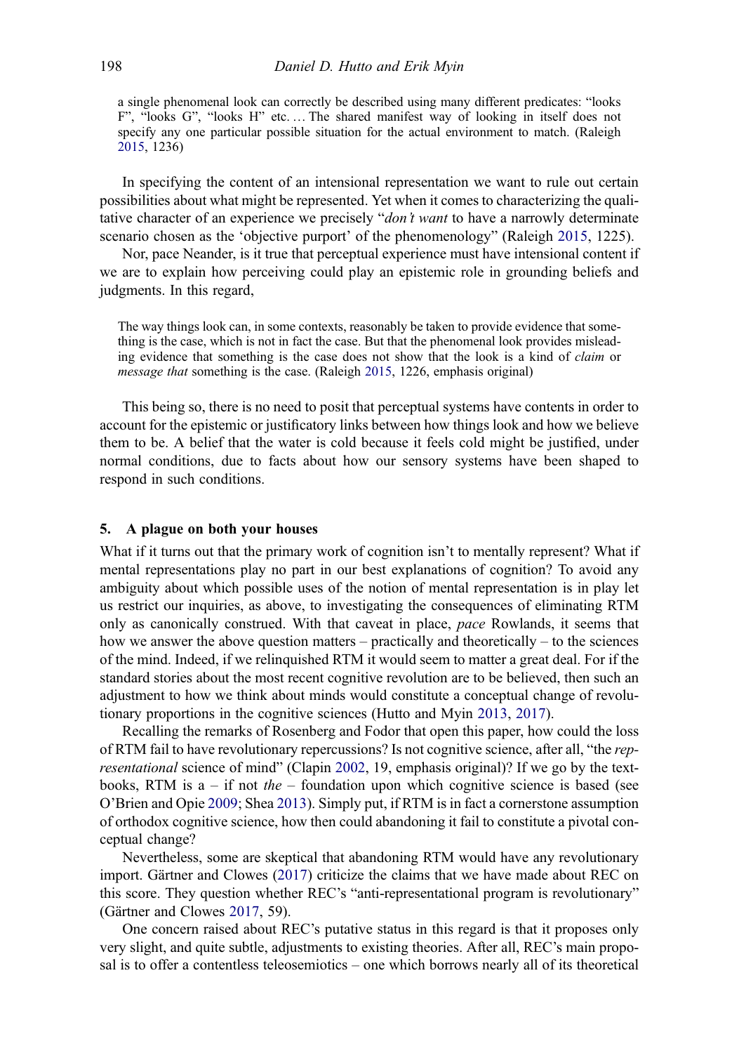a single phenomenal look can correctly be described using many different predicates: "looks F", "looks G", "looks H" etc. … The shared manifest way of looking in itself does not specify any one particular possible situation for the actual environment to match. (Raleigh 2015, 1236)

In specifying the content of an intensional representation we want to rule out certain possibilities about what might be represented. Yet when it comes to characterizing the qualitative character of an experience we precisely "*don't want* to have a narrowly determinate scenario chosen as the 'objective purport' of the phenomenology" (Raleigh 2015, 1225).

Nor, pace Neander, is it true that perceptual experience must have intensional content if we are to explain how perceiving could play an epistemic role in grounding beliefs and judgments. In this regard,

> The way things look can, in some contexts, reasonably be taken to provide evidence that something is the case, which is not in fact the case. But that the phenomenal look provides misleading evidence that something is the case does not show that the look is a kind of *claim* or *message that* something is the case. (Raleigh 2015, 1226, emphasis original)

This being so, there is no need to posit that perceptual systems have contents in order to account for the epistemic or justificatory links between how things look and how we believe them to be. A belief that the water is cold because it feels cold might be justified, under normal conditions, due to facts about how our sensory systems have been shaped to respond in such conditions.

## 5. A plague on both your houses

What if it turns out that the primary work of cognition isn't to mentally represent? What if mental representations play no part in our best explanations of cognition? To avoid any ambiguity about which possible uses of the notion of mental representation is in play let us restrict our inquiries, as above, to investigating the consequences of eliminating RTM only as canonically construed. With that caveat in place, *pace* Rowlands, it seems that how we answer the above question matters – practically and theoretically – to the sciences of the mind. Indeed, if we relinquished RTM it would seem to matter a great deal. For if the standard stories about the most recent cognitive revolution are to be believed, then such an adjustment to how we think about minds would constitute a conceptual change of revolutionary proportions in the cognitive sciences (Hutto and Myin 2013, 2017).

Recalling the remarks of Rosenberg and Fodor that open this paper, how could the loss of RTM fail to have revolutionary repercussions? Is not cognitive science, after all, "the *representational* science of mind" (Clapin 2002, 19, emphasis original)? If we go by the textbooks, RTM is a – if not *the* – foundation upon which cognitive science is based (see O'Brien and Opie 2009; Shea 2013). Simply put, if RTM is in fact a cornerstone assumption of orthodox cognitive science, how then could abandoning it fail to constitute a pivotal conceptual change?

Nevertheless, some are skeptical that abandoning RTM would have any revolutionary import. Gärtner and Clowes (2017) criticize the claims that we have made about REC on this score. They question whether REC's "anti-representational program is revolutionary" (Gärtner and Clowes 2017, 59).

One concern raised about REC's putative status in this regard is that it proposes only very slight, and quite subtle, adjustments to existing theories. After all, REC's main proposal is to offer a contentless teleosemiotics – one which borrows nearly all of its theoretical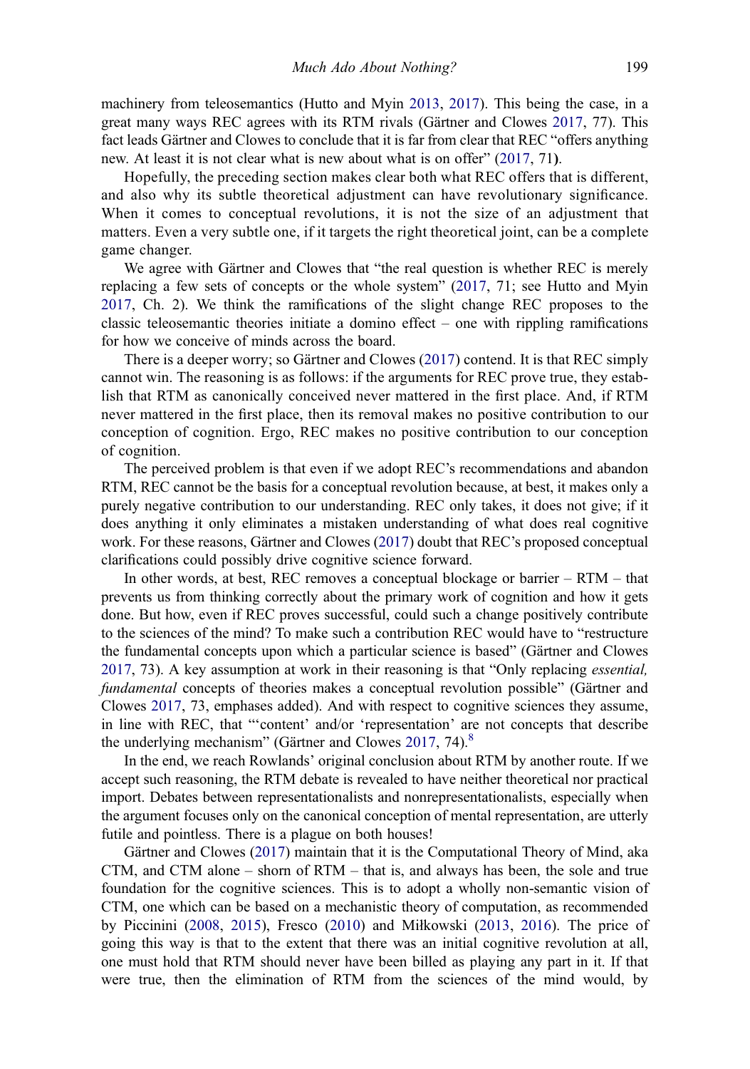machinery from teleosemantics (Hutto and Myin 2013, 2017). This being the case, in a great many ways REC agrees with its RTM rivals (Gärtner and Clowes 2017, 77). This fact leads Gärtner and Clowes to conclude that it is far from clear that REC "offers anything new. At least it is not clear what is new about what is on offer" (2017, 71).

Hopefully, the preceding section makes clear both what REC offers that is different, and also why its subtle theoretical adjustment can have revolutionary significance. When it comes to conceptual revolutions, it is not the size of an adjustment that matters. Even a very subtle one, if it targets the right theoretical joint, can be a complete game changer.

We agree with Gärtner and Clowes that "the real question is whether REC is merely replacing a few sets of concepts or the whole system" (2017, 71; see Hutto and Myin 2017, Ch. 2). We think the ramifications of the slight change REC proposes to the classic teleosemantic theories initiate a domino effect – one with rippling ramifications for how we conceive of minds across the board.

There is a deeper worry; so Gärtner and Clowes (2017) contend. It is that REC simply cannot win. The reasoning is as follows: if the arguments for REC prove true, they establish that RTM as canonically conceived never mattered in the first place. And, if RTM never mattered in the first place, then its removal makes no positive contribution to our conception of cognition. Ergo, REC makes no positive contribution to our conception of cognition.

The perceived problem is that even if we adopt REC's recommendations and abandon RTM, REC cannot be the basis for a conceptual revolution because, at best, it makes only a purely negative contribution to our understanding. REC only takes, it does not give; if it does anything it only eliminates a mistaken understanding of what does real cognitive work. For these reasons, Gärtner and Clowes (2017) doubt that REC's proposed conceptual clarifications could possibly drive cognitive science forward.

In other words, at best, REC removes a conceptual blockage or barrier – RTM – that prevents us from thinking correctly about the primary work of cognition and how it gets done. But how, even if REC proves successful, could such a change positively contribute to the sciences of the mind? To make such a contribution REC would have to "restructure the fundamental concepts upon which a particular science is based" (Gärtner and Clowes 2017, 73). A key assumption at work in their reasoning is that "Only replacing *essential, fundamental* concepts of theories makes a conceptual revolution possible" (Gärtner and Clowes 2017, 73, emphases added). And with respect to cognitive sciences they assume, in line with REC, that "'content' and/or 'representation' are not concepts that describe the underlying mechanism" (Gärtner and Clowes 2017, 74).[8]

In the end, we reach Rowlands' original conclusion about RTM by another route. If we accept such reasoning, the RTM debate is revealed to have neither theoretical nor practical import. Debates between representationalists and nonrepresentationalists, especially when the argument focuses only on the canonical conception of mental representation, are utterly futile and pointless. There is a plague on both houses!

Gärtner and Clowes (2017) maintain that it is the Computational Theory of Mind, aka CTM, and CTM alone – shorn of RTM – that is, and always has been, the sole and true foundation for the cognitive sciences. This is to adopt a wholly non-semantic vision of CTM, one which can be based on a mechanistic theory of computation, as recommended by Piccinini (2008, 2015), Fresco (2010) and Miłkowski (2013, 2016). The price of going this way is that to the extent that there was an initial cognitive revolution at all, one must hold that RTM should never have been billed as playing any part in it. If that were true, then the elimination of RTM from the sciences of the mind would, by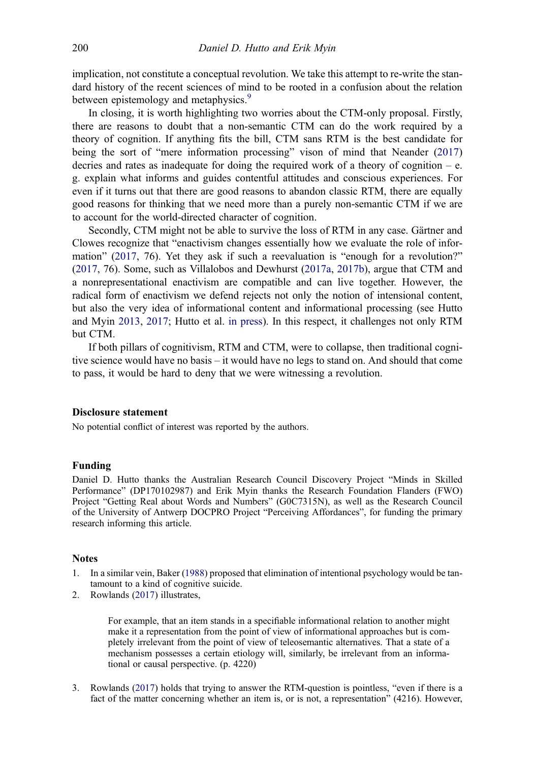implication, not constitute a conceptual revolution. We take this attempt to re-write the standard history of the recent sciences of mind to be rooted in a confusion about the relation between epistemology and metaphysics.[9]

In closing, it is worth highlighting two worries about the CTM-only proposal. Firstly, there are reasons to doubt that a non-semantic CTM can do the work required by a theory of cognition. If anything fits the bill, CTM sans RTM is the best candidate for being the sort of "mere information processing" vison of mind that Neander (2017) decries and rates as inadequate for doing the required work of a theory of cognition – e.g. explain what informs and guides contentful attitudes and conscious experiences. For even if it turns out that there are good reasons to abandon classic RTM, there are equally good reasons for thinking that we need more than a purely non-semantic CTM if we are to account for the world-directed character of cognition.

Secondly, CTM might not be able to survive the loss of RTM in any case. Gärtner and Clowes recognize that "enactivism changes essentially how we evaluate the role of information" (2017, 76). Yet they ask if such a reevaluation is "enough for a revolution?" (2017, 76). Some, such as Villalobos and Dewhurst (2017a, 2017b), argue that CTM and a nonrepresentational enactivism are compatible and can live together. However, the radical form of enactivism we defend rejects not only the notion of intensional content, but also the very idea of informational content and informational processing (see Hutto and Myin 2013, 2017; Hutto et al. in press). In this respect, it challenges not only RTM but CTM.

If both pillars of cognitivism, RTM and CTM, were to collapse, then traditional cognitive science would have no basis – it would have no legs to stand on. And should that come to pass, it would be hard to deny that we were witnessing a revolution.

### Disclosure statement

No potential conflict of interest was reported by the authors.

### Funding

Daniel D. Hutto thanks the Australian Research Council Discovery Project "Minds in Skilled Performance" (DP170102987) and Erik Myin thanks the Research Foundation Flanders (FWO) Project "Getting Real about Words and Numbers" (G0C7315N), as well as the Research Council of the University of Antwerp DOCPRO Project "Perceiving Affordances", for funding the primary research informing this article.

### Notes

1. In a similar vein, Baker (1988) proposed that elimination of intentional psychology would be tantamount to a kind of cognitive suicide.
2. Rowlands (2017) illustrates,

   > For example, that an item stands in a specifiable informational relation to another might make it a representation from the point of view of informational approaches but is completely irrelevant from the point of view of teleosemantic alternatives. That a state of a mechanism possesses a certain etiology will, similarly, be irrelevant from an informational or causal perspective. (p. 4220)

3. Rowlands (2017) holds that trying to answer the RTM-question is pointless, "even if there is a fact of the matter concerning whether an item is, or is not, a representation" (4216). However,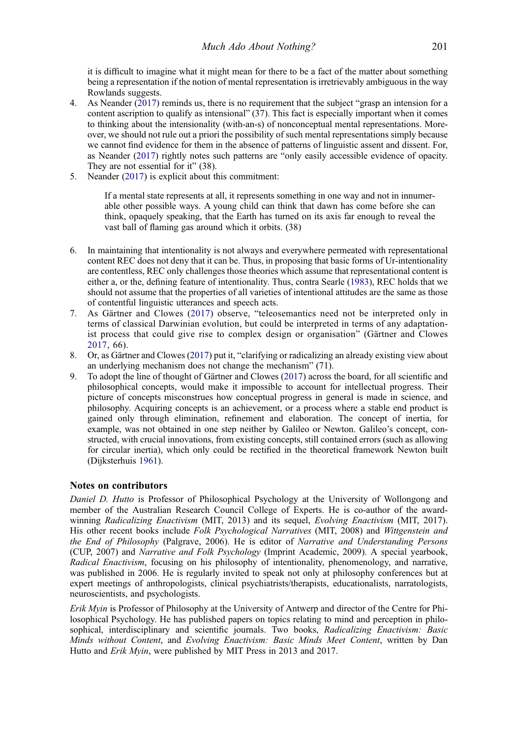it is difficult to imagine what it might mean for there to be a fact of the matter about something being a representation if the notion of mental representation is irretrievably ambiguous in the way Rowlands suggests.

4. As Neander (2017) reminds us, there is no requirement that the subject "grasp an intension for a content ascription to qualify as intensional" (37). This fact is especially important when it comes to thinking about the intensionality (with-an-s) of nonconceptual mental representations. Moreover, we should not rule out a priori the possibility of such mental representations simply because we cannot find evidence for them in the absence of patterns of linguistic assent and dissent. For, as Neander (2017) rightly notes such patterns are "only easily accessible evidence of opacity. They are not essential for it" (38).
5. Neander (2017) is explicit about this commitment:

   > If a mental state represents at all, it represents something in one way and not in innumerable other possible ways. A young child can think that dawn has come before she can think, opaquely speaking, that the Earth has turned on its axis far enough to reveal the vast ball of flaming gas around which it orbits. (38)

6. In maintaining that intentionality is not always and everywhere permeated with representational content REC does not deny that it can be. Thus, in proposing that basic forms of Ur-intentionality are contentless, REC only challenges those theories which assume that representational content is either a, or the, defining feature of intentionality. Thus, contra Searle (1983), REC holds that we should not assume that the properties of all varieties of intentional attitudes are the same as those of contentful linguistic utterances and speech acts.
7. As Gärtner and Clowes (2017) observe, "teleosemantics need not be interpreted only in terms of classical Darwinian evolution, but could be interpreted in terms of any adaptationist process that could give rise to complex design or organisation" (Gärtner and Clowes 2017, 66).
8. Or, as Gärtner and Clowes (2017) put it, "clarifying or radicalizing an already existing view about an underlying mechanism does not change the mechanism" (71).
9. To adopt the line of thought of Gärtner and Clowes (2017) across the board, for all scientific and philosophical concepts, would make it impossible to account for intellectual progress. Their picture of concepts misconstrues how conceptual progress in general is made in science, and philosophy. Acquiring concepts is an achievement, or a process where a stable end product is gained only through elimination, refinement and elaboration. The concept of inertia, for example, was not obtained in one step neither by Galileo or Newton. Galileo's concept, constructed, with crucial innovations, from existing concepts, still contained errors (such as allowing for circular inertia), which only could be rectified in the theoretical framework Newton built (Dijksterhuis 1961).

## Notes on contributors

*Daniel D. Hutto* is Professor of Philosophical Psychology at the University of Wollongong and member of the Australian Research Council College of Experts. He is co-author of the award-winning *Radicalizing Enactivism* (MIT, 2013) and its sequel, *Evolving Enactivism* (MIT, 2017). His other recent books include *Folk Psychological Narratives* (MIT, 2008) and *Wittgenstein and the End of Philosophy* (Palgrave, 2006). He is editor of *Narrative and Understanding Persons* (CUP, 2007) and *Narrative and Folk Psychology* (Imprint Academic, 2009). A special yearbook, *Radical Enactivism*, focusing on his philosophy of intentionality, phenomenology, and narrative, was published in 2006. He is regularly invited to speak not only at philosophy conferences but at expert meetings of anthropologists, clinical psychiatrists/therapists, educationalists, narratologists, neuroscientists, and psychologists.

*Erik Myin* is Professor of Philosophy at the University of Antwerp and director of the Centre for Philosophical Psychology. He has published papers on topics relating to mind and perception in philosophical, interdisciplinary and scientific journals. Two books, *Radicalizing Enactivism: Basic Minds without Content*, and *Evolving Enactivism: Basic Minds Meet Content*, written by Dan Hutto and *Erik Myin*, were published by MIT Press in 2013 and 2017.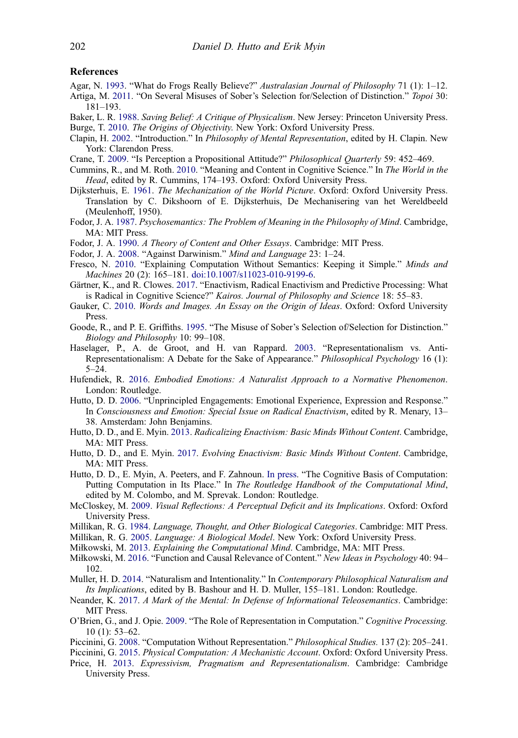## References

Agar, N. 1993. “What do Frogs Really Believe?” *Australasian Journal of Philosophy* 71 (1): 1–12.

Artiga, M. 2011. “On Several Misuses of Sober’s Selection for/Selection of Distinction.” *Topoi* 30: 181–193.

Baker, L. R. 1988. *Saving Belief: A Critique of Physicalism*. New Jersey: Princeton University Press.

Burge, T. 2010. *The Origins of Objectivity*. New York: Oxford University Press.

Clapin, H. 2002. “Introduction.” In *Philosophy of Mental Representation*, edited by H. Clapin. New York: Clarendon Press.

Crane, T. 2009. “Is Perception a Propositional Attitude?” *Philosophical Quarterly* 59: 452–469.

Cummins, R., and M. Roth. 2010. “Meaning and Content in Cognitive Science.” In *The World in the Head*, edited by R. Cummins, 174–193. Oxford: Oxford University Press.

Dijksterhuis, E. 1961. *The Mechanization of the World Picture*. Oxford: Oxford University Press. Translation by C. Dikshoorn of E. Dijksterhuis, De Mechanisering van het Wereldbeeld (Meulenhoff, 1950).

Fodor, J. A. 1987. *Psychosemantics: The Problem of Meaning in the Philosophy of Mind*. Cambridge, MA: MIT Press.

Fodor, J. A. 1990. *A Theory of Content and Other Essays*. Cambridge: MIT Press.

Fodor, J. A. 2008. “Against Darwinism.” *Mind and Language* 23: 1–24.

Fresco, N. 2010. “Explaining Computation Without Semantics: Keeping it Simple.” *Minds and Machines* 20 (2): 165–181. doi:10.1007/s11023-010-9199-6.

Gärtner, K., and R. Clowes. 2017. “Enactivism, Radical Enactivism and Predictive Processing: What is Radical in Cognitive Science?” *Kairos. Journal of Philosophy and Science* 18: 55–83.

Gauker, C. 2010. *Words and Images. An Essay on the Origin of Ideas*. Oxford: Oxford University Press.

Goode, R., and P. E. Griffiths. 1995. “The Misuse of Sober’s Selection of/Selection for Distinction.” *Biology and Philosophy* 10: 99–108.

Haselager, P., A. de Groot, and H. van Rappard. 2003. “Representationalism vs. Anti-Representationalism: A Debate for the Sake of Appearance.” *Philosophical Psychology* 16 (1): 5–24.

Hufendiek, R. 2016. *Embodied Emotions: A Naturalist Approach to a Normative Phenomenon*. London: Routledge.

Hutto, D. D. 2006. “Unprincipled Engagements: Emotional Experience, Expression and Response.” In *Consciousness and Emotion: Special Issue on Radical Enactivism*, edited by R. Menary, 13–38. Amsterdam: John Benjamins.

Hutto, D. D., and E. Myin. 2013. *Radicalizing Enactivism: Basic Minds Without Content*. Cambridge, MA: MIT Press.

Hutto, D. D., and E. Myin. 2017. *Evolving Enactivism: Basic Minds Without Content*. Cambridge, MA: MIT Press.

Hutto, D. D., E. Myin, A. Peeters, and F. Zahnoun. In press. “The Cognitive Basis of Computation: Putting Computation in Its Place.” In *The Routledge Handbook of the Computational Mind*, edited by M. Colombo, and M. Sprevak. London: Routledge.

McCloskey, M. 2009. *Visual Reflections: A Perceptual Deficit and its Implications*. Oxford: Oxford University Press.

Millikan, R. G. 1984. *Language, Thought, and Other Biological Categories*. Cambridge: MIT Press.

Millikan, R. G. 2005. *Language: A Biological Model*. New York: Oxford University Press.

Miłkowski, M. 2013. *Explaining the Computational Mind*. Cambridge, MA: MIT Press.

Miłkowski, M. 2016. “Function and Causal Relevance of Content.” *New Ideas in Psychology* 40: 94–102.

Muller, H. D. 2014. “Naturalism and Intentionality.” In *Contemporary Philosophical Naturalism and Its Implications*, edited by B. Bashour and H. D. Muller, 155–181. London: Routledge.

Neander, K. 2017. *A Mark of the Mental: In Defense of Informational Teleosemantics*. Cambridge: MIT Press.

O’Brien, G., and J. Opie. 2009. “The Role of Representation in Computation.” *Cognitive Processing.* 10 (1): 53–62.

Piccinini, G. 2008. “Computation Without Representation.” *Philosophical Studies.* 137 (2): 205–241.

Piccinini, G. 2015. *Physical Computation: A Mechanistic Account*. Oxford: Oxford University Press.

Price, H. 2013. *Expressivism, Pragmatism and Representationalism*. Cambridge: Cambridge University Press.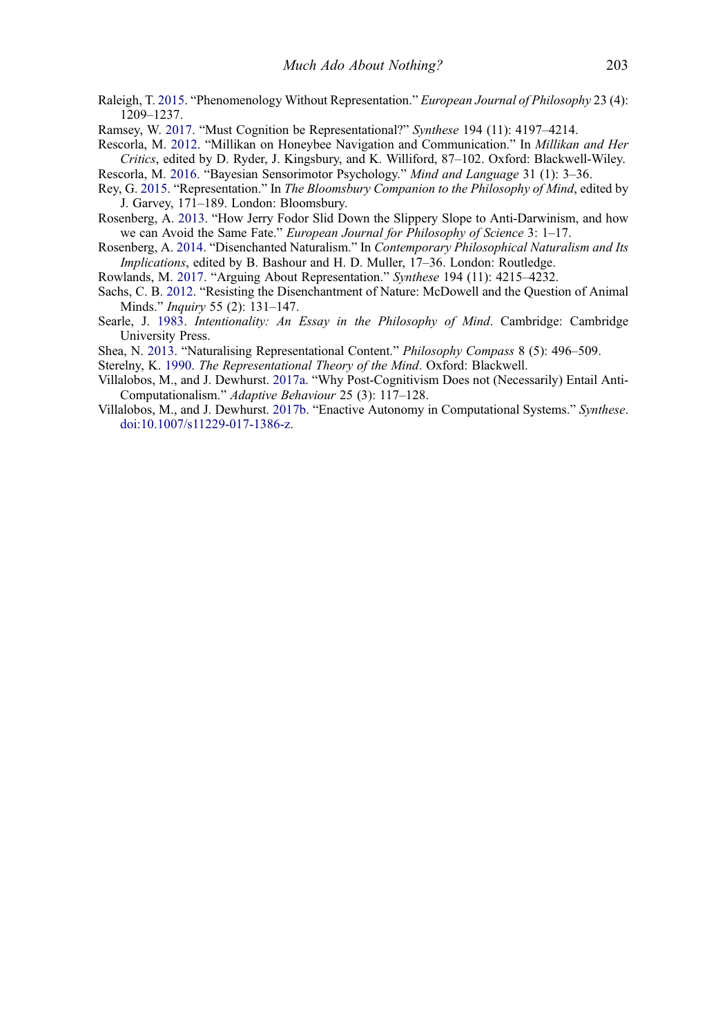Raleigh, T. 2015. "Phenomenology Without Representation." *European Journal of Philosophy* 23 (4): 1209–1237.

Ramsey, W. 2017. "Must Cognition be Representational?" *Synthese* 194 (11): 4197–4214.

Rescorla, M. 2012. "Millikan on Honeybee Navigation and Communication." In *Millikan and Her Critics*, edited by D. Ryder, J. Kingsbury, and K. Williford, 87–102. Oxford: Blackwell-Wiley.

Rescorla, M. 2016. "Bayesian Sensorimotor Psychology." *Mind and Language* 31 (1): 3–36.

Rey, G. 2015. "Representation." In *The Bloomsbury Companion to the Philosophy of Mind*, edited by J. Garvey, 171–189. London: Bloomsbury.

Rosenberg, A. 2013. "How Jerry Fodor Slid Down the Slippery Slope to Anti-Darwinism, and how we can Avoid the Same Fate." *European Journal for Philosophy of Science* 3: 1–17.

Rosenberg, A. 2014. "Disenchanted Naturalism." In *Contemporary Philosophical Naturalism and Its Implications*, edited by B. Bashour and H. D. Muller, 17–36. London: Routledge.

Rowlands, M. 2017. "Arguing About Representation." *Synthese* 194 (11): 4215–4232.

Sachs, C. B. 2012. "Resisting the Disenchantment of Nature: McDowell and the Question of Animal Minds." *Inquiry* 55 (2): 131–147.

Searle, J. 1983. *Intentionality: An Essay in the Philosophy of Mind*. Cambridge: Cambridge University Press.

Shea, N. 2013. "Naturalising Representational Content." *Philosophy Compass* 8 (5): 496–509.

Sterelny, K. 1990. *The Representational Theory of the Mind*. Oxford: Blackwell.

Villalobos, M., and J. Dewhurst. 2017a. "Why Post-Cognitivism Does not (Necessarily) Entail Anti-Computationalism." *Adaptive Behaviour* 25 (3): 117–128.

Villalobos, M., and J. Dewhurst. 2017b. "Enactive Autonomy in Computational Systems." *Synthese*. doi:10.1007/s11229-017-1386-z.